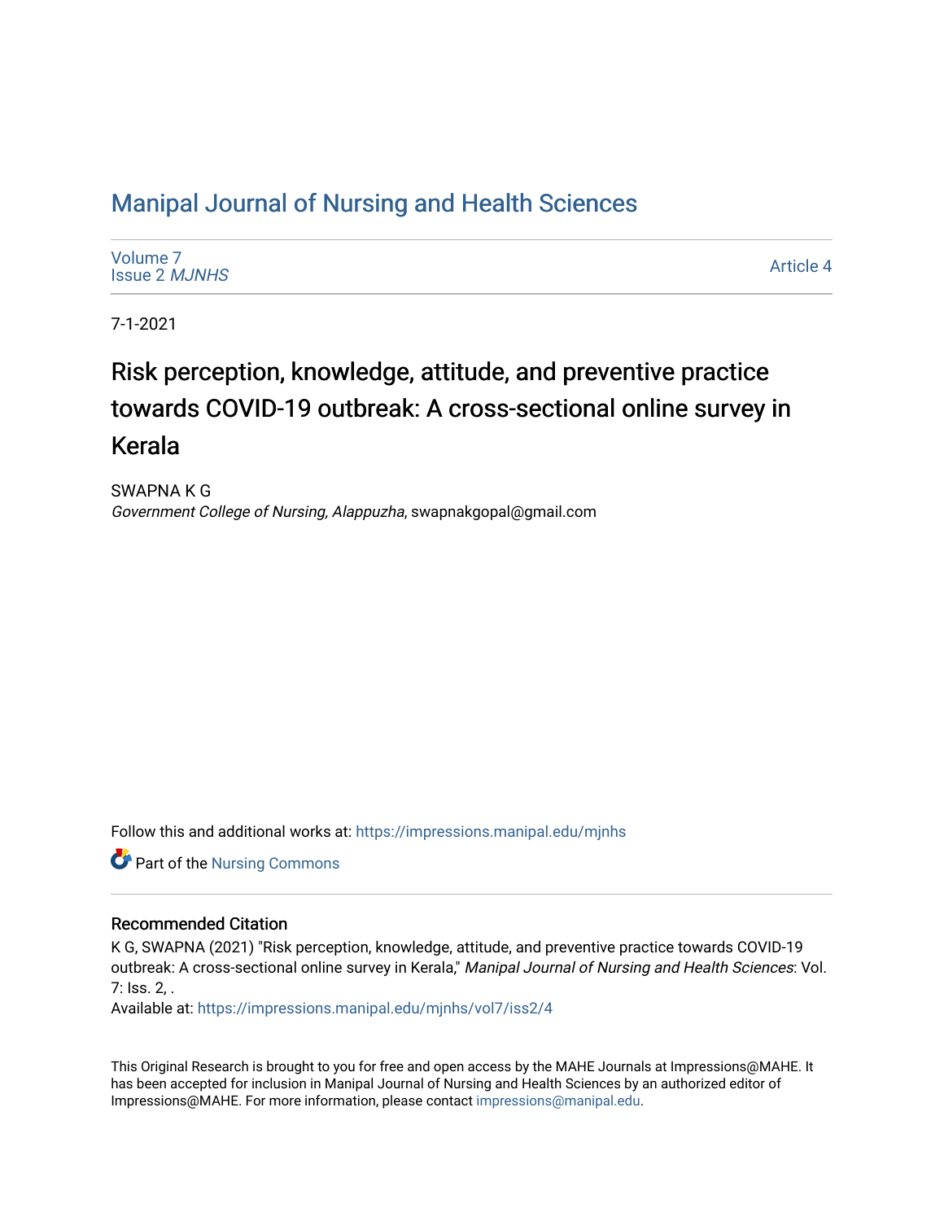# Manipal Journal of Nursing and Health Sciences

Volume 7
Issue 2 *MJNHS*

Article 4

7-1-2021

## Risk perception, knowledge, attitude, and preventive practice towards COVID-19 outbreak: A cross-sectional online survey in Kerala

SWAPNA K G
*Government College of Nursing, Alappuzha*, swapnakgopal@gmail.com

Follow this and additional works at: https://impressions.manipal.edu/mjnhs

Part of the Nursing Commons

### Recommended Citation

K G, SWAPNA (2021) "Risk perception, knowledge, attitude, and preventive practice towards COVID-19 outbreak: A cross-sectional online survey in Kerala," *Manipal Journal of Nursing and Health Sciences*: Vol. 7: Iss. 2, .
Available at: https://impressions.manipal.edu/mjnhs/vol7/iss2/4

This Original Research is brought to you for free and open access by the MAHE Journals at Impressions@MAHE. It has been accepted for inclusion in Manipal Journal of Nursing and Health Sciences by an authorized editor of Impressions@MAHE. For more information, please contact impressions@manipal.edu.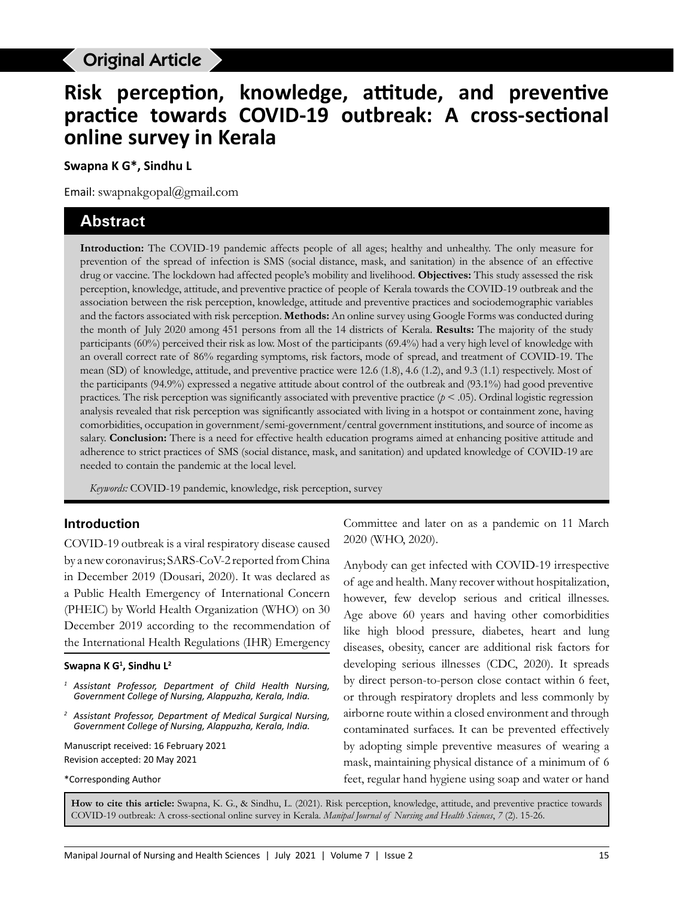Original Article

# Risk perception, knowledge, attitude, and preventive practice towards COVID-19 outbreak: A cross-sectional online survey in Kerala

**Swapna K G\*, Sindhu L**

Email: swapnakgopal@gmail.com

## Abstract

**Introduction:** The COVID-19 pandemic affects people of all ages; healthy and unhealthy. The only measure for prevention of the spread of infection is SMS (social distance, mask, and sanitation) in the absence of an effective drug or vaccine. The lockdown had affected people's mobility and livelihood. **Objectives:** This study assessed the risk perception, knowledge, attitude, and preventive practice of people of Kerala towards the COVID-19 outbreak and the association between the risk perception, knowledge, attitude and preventive practices and sociodemographic variables and the factors associated with risk perception. **Methods:** An online survey using Google Forms was conducted during the month of July 2020 among 451 persons from all the 14 districts of Kerala. **Results:** The majority of the study participants (60%) perceived their risk as low. Most of the participants (69.4%) had a very high level of knowledge with an overall correct rate of 86% regarding symptoms, risk factors, mode of spread, and treatment of COVID-19. The mean (SD) of knowledge, attitude, and preventive practice were 12.6 (1.8), 4.6 (1.2), and 9.3 (1.1) respectively. Most of the participants (94.9%) expressed a negative attitude about control of the outbreak and (93.1%) had good preventive practices. The risk perception was significantly associated with preventive practice ($p < .05$). Ordinal logistic regression analysis revealed that risk perception was significantly associated with living in a hotspot or containment zone, having comorbidities, occupation in government/semi-government/central government institutions, and source of income as salary. **Conclusion:** There is a need for effective health education programs aimed at enhancing positive attitude and adherence to strict practices of SMS (social distance, mask, and sanitation) and updated knowledge of COVID-19 are needed to contain the pandemic at the local level.

*Keywords:* COVID-19 pandemic, knowledge, risk perception, survey

## Introduction

COVID-19 outbreak is a viral respiratory disease caused by a new coronavirus; SARS-CoV-2 reported from China in December 2019 (Dousari, 2020). It was declared as a Public Health Emergency of International Concern (PHEIC) by World Health Organization (WHO) on 30 December 2019 according to the recommendation of the International Health Regulations (IHR) Emergency Committee and later on as a pandemic on 11 March 2020 (WHO, 2020).

Anybody can get infected with COVID-19 irrespective of age and health. Many recover without hospitalization, however, few develop serious and critical illnesses. Age above 60 years and having other comorbidities like high blood pressure, diabetes, heart and lung diseases, obesity, cancer are additional risk factors for developing serious illnesses (CDC, 2020). It spreads by direct person-to-person close contact within 6 feet, or through respiratory droplets and less commonly by airborne route within a closed environment and through contaminated surfaces. It can be prevented effectively by adopting simple preventive measures of wearing a mask, maintaining physical distance of a minimum of 6 feet, regular hand hygiene using soap and water or hand

**Swapna K G[1], Sindhu L[2]**

[1] *Assistant Professor, Department of Child Health Nursing, Government College of Nursing, Alappuzha, Kerala, India.*

[2] *Assistant Professor, Department of Medical Surgical Nursing, Government College of Nursing, Alappuzha, Kerala, India.*

Manuscript received: 16 February 2021
Revision accepted: 20 May 2021

\*Corresponding Author

**How to cite this article:** Swapna, K. G., & Sindhu, L. (2021). Risk perception, knowledge, attitude, and preventive practice towards COVID-19 outbreak: A cross-sectional online survey in Kerala. *Manipal Journal of Nursing and Health Sciences*, *7* (2). 15-26.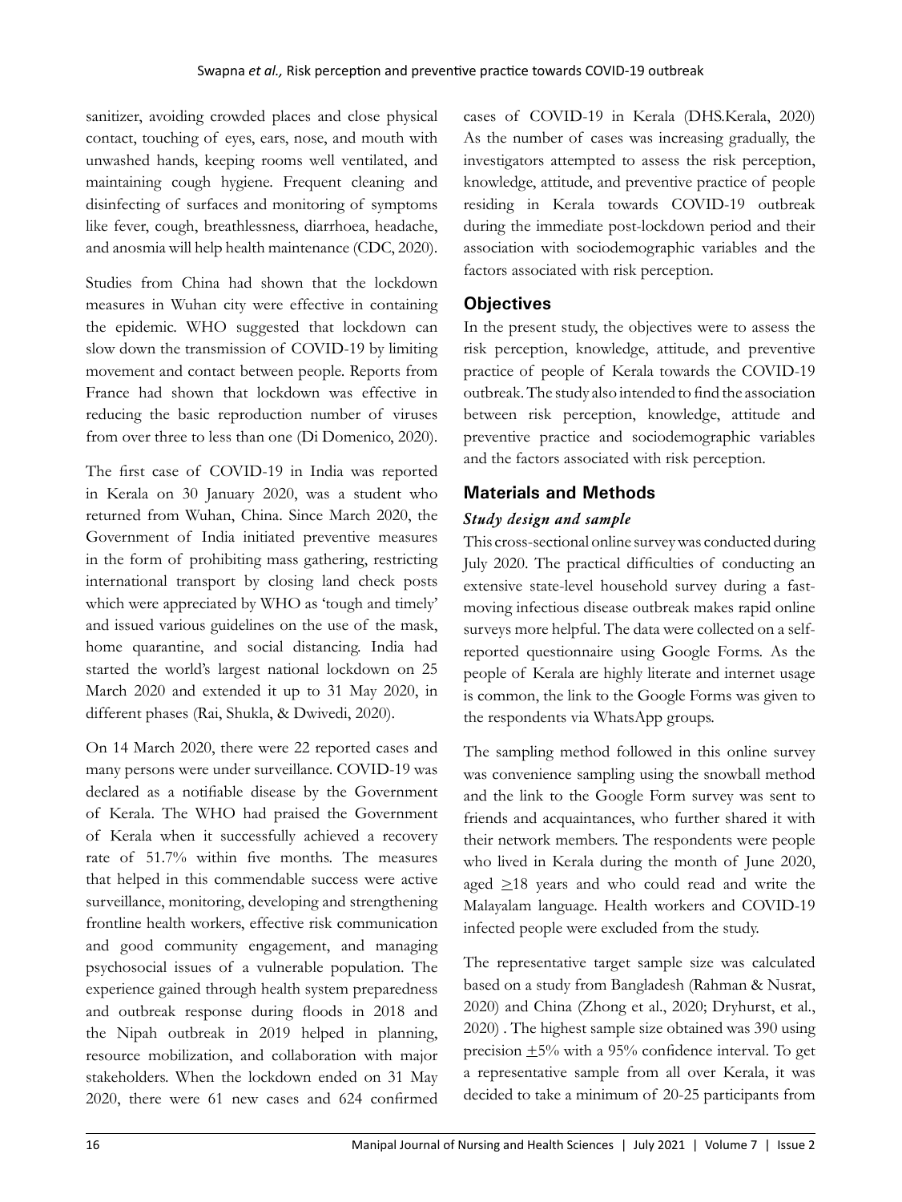sanitizer, avoiding crowded places and close physical contact, touching of eyes, ears, nose, and mouth with unwashed hands, keeping rooms well ventilated, and maintaining cough hygiene. Frequent cleaning and disinfecting of surfaces and monitoring of symptoms like fever, cough, breathlessness, diarrhoea, headache, and anosmia will help health maintenance (CDC, 2020).

Studies from China had shown that the lockdown measures in Wuhan city were effective in containing the epidemic. WHO suggested that lockdown can slow down the transmission of COVID-19 by limiting movement and contact between people. Reports from France had shown that lockdown was effective in reducing the basic reproduction number of viruses from over three to less than one (Di Domenico, 2020).

The first case of COVID-19 in India was reported in Kerala on 30 January 2020, was a student who returned from Wuhan, China. Since March 2020, the Government of India initiated preventive measures in the form of prohibiting mass gathering, restricting international transport by closing land check posts which were appreciated by WHO as 'tough and timely' and issued various guidelines on the use of the mask, home quarantine, and social distancing. India had started the world's largest national lockdown on 25 March 2020 and extended it up to 31 May 2020, in different phases (Rai, Shukla, & Dwivedi, 2020).

On 14 March 2020, there were 22 reported cases and many persons were under surveillance. COVID-19 was declared as a notifiable disease by the Government of Kerala. The WHO had praised the Government of Kerala when it successfully achieved a recovery rate of 51.7% within five months. The measures that helped in this commendable success were active surveillance, monitoring, developing and strengthening frontline health workers, effective risk communication and good community engagement, and managing psychosocial issues of a vulnerable population. The experience gained through health system preparedness and outbreak response during floods in 2018 and the Nipah outbreak in 2019 helped in planning, resource mobilization, and collaboration with major stakeholders. When the lockdown ended on 31 May 2020, there were 61 new cases and 624 confirmed cases of COVID-19 in Kerala (DHS.Kerala, 2020) As the number of cases was increasing gradually, the investigators attempted to assess the risk perception, knowledge, attitude, and preventive practice of people residing in Kerala towards COVID-19 outbreak during the immediate post-lockdown period and their association with sociodemographic variables and the factors associated with risk perception.

## Objectives

In the present study, the objectives were to assess the risk perception, knowledge, attitude, and preventive practice of people of Kerala towards the COVID-19 outbreak. The study also intended to find the association between risk perception, knowledge, attitude and preventive practice and sociodemographic variables and the factors associated with risk perception.

## Materials and Methods

### *Study design and sample*

This cross-sectional online survey was conducted during July 2020. The practical difficulties of conducting an extensive state-level household survey during a fast-moving infectious disease outbreak makes rapid online surveys more helpful. The data were collected on a self-reported questionnaire using Google Forms. As the people of Kerala are highly literate and internet usage is common, the link to the Google Forms was given to the respondents via WhatsApp groups.

The sampling method followed in this online survey was convenience sampling using the snowball method and the link to the Google Form survey was sent to friends and acquaintances, who further shared it with their network members. The respondents were people who lived in Kerala during the month of June 2020, aged $\geq$18 years and who could read and write the Malayalam language. Health workers and COVID-19 infected people were excluded from the study.

The representative target sample size was calculated based on a study from Bangladesh (Rahman & Nusrat, 2020) and China (Zhong et al., 2020; Dryhurst, et al., 2020) . The highest sample size obtained was 390 using precision $\pm$5% with a 95% confidence interval. To get a representative sample from all over Kerala, it was decided to take a minimum of 20-25 participants from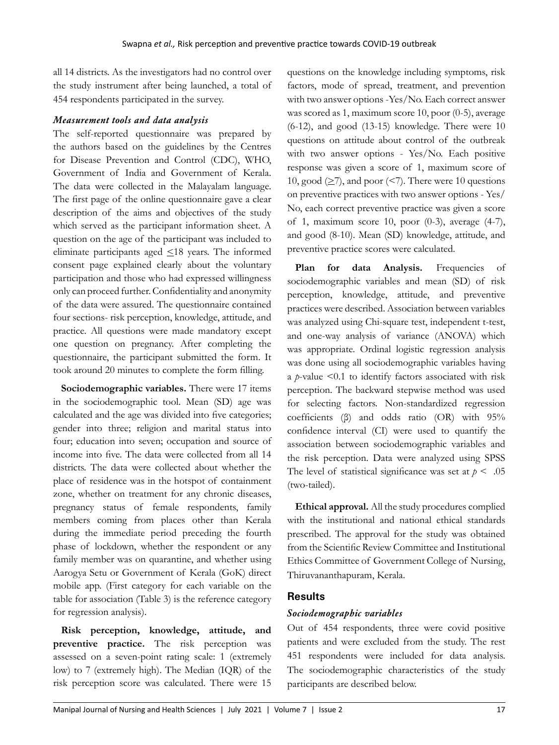all 14 districts. As the investigators had no control over the study instrument after being launched, a total of 454 respondents participated in the survey.

### *Measurement tools and data analysis*

The self-reported questionnaire was prepared by the authors based on the guidelines by the Centres for Disease Prevention and Control (CDC), WHO, Government of India and Government of Kerala. The data were collected in the Malayalam language. The first page of the online questionnaire gave a clear description of the aims and objectives of the study which served as the participant information sheet. A question on the age of the participant was included to eliminate participants aged ≤18 years. The informed consent page explained clearly about the voluntary participation and those who had expressed willingness only can proceed further. Confidentiality and anonymity of the data were assured. The questionnaire contained four sections- risk perception, knowledge, attitude, and practice. All questions were made mandatory except one question on pregnancy. After completing the questionnaire, the participant submitted the form. It took around 20 minutes to complete the form filling.

**Sociodemographic variables.** There were 17 items in the sociodemographic tool. Mean (SD) age was calculated and the age was divided into five categories; gender into three; religion and marital status into four; education into seven; occupation and source of income into five. The data were collected from all 14 districts. The data were collected about whether the place of residence was in the hotspot of containment zone, whether on treatment for any chronic diseases, pregnancy status of female respondents, family members coming from places other than Kerala during the immediate period preceding the fourth phase of lockdown, whether the respondent or any family member was on quarantine, and whether using Aarogya Setu or Government of Kerala (GoK) direct mobile app. (First category for each variable on the table for association (Table 3) is the reference category for regression analysis).

**Risk perception, knowledge, attitude, and preventive practice.** The risk perception was assessed on a seven-point rating scale: 1 (extremely low) to 7 (extremely high). The Median (IQR) of the risk perception score was calculated. There were 15 questions on the knowledge including symptoms, risk factors, mode of spread, treatment, and prevention with two answer options -Yes/No. Each correct answer was scored as 1, maximum score 10, poor (0-5), average (6-12), and good (13-15) knowledge. There were 10 questions on attitude about control of the outbreak with two answer options - Yes/No. Each positive response was given a score of 1, maximum score of 10, good (≥7), and poor (<7). There were 10 questions on preventive practices with two answer options - Yes/No, each correct preventive practice was given a score of 1, maximum score 10, poor (0-3), average (4-7), and good (8-10). Mean (SD) knowledge, attitude, and preventive practice scores were calculated.

**Plan for data Analysis.** Frequencies of sociodemographic variables and mean (SD) of risk perception, knowledge, attitude, and preventive practices were described. Association between variables was analyzed using Chi-square test, independent t-test, and one-way analysis of variance (ANOVA) which was appropriate. Ordinal logistic regression analysis was done using all sociodemographic variables having a *p*-value <0.1 to identify factors associated with risk perception. The backward stepwise method was used for selecting factors. Non-standardized regression coefficients (β) and odds ratio (OR) with 95% confidence interval (CI) were used to quantify the association between sociodemographic variables and the risk perception. Data were analyzed using SPSS The level of statistical significance was set at $p < .05$ (two-tailed).

**Ethical approval.** All the study procedures complied with the institutional and national ethical standards prescribed. The approval for the study was obtained from the Scientific Review Committee and Institutional Ethics Committee of Government College of Nursing, Thiruvananthapuram, Kerala.

## Results

### *Sociodemographic variables*

Out of 454 respondents, three were covid positive patients and were excluded from the study. The rest 451 respondents were included for data analysis. The sociodemographic characteristics of the study participants are described below.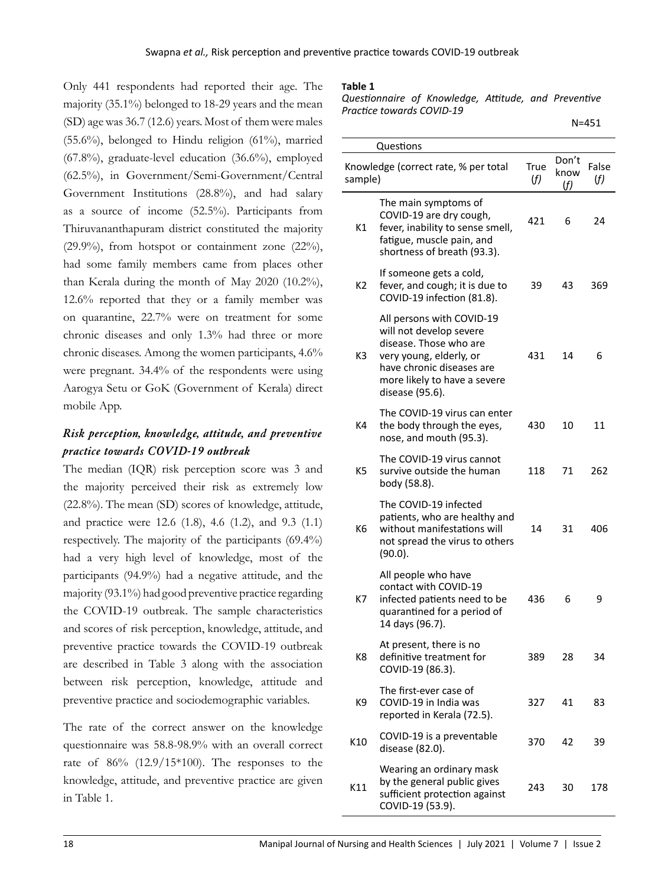Only 441 respondents had reported their age. The majority (35.1%) belonged to 18-29 years and the mean (SD) age was 36.7 (12.6) years. Most of them were males (55.6%), belonged to Hindu religion (61%), married (67.8%), graduate-level education (36.6%), employed (62.5%), in Government/Semi-Government/Central Government Institutions (28.8%), and had salary as a source of income (52.5%). Participants from Thiruvananthapuram district constituted the majority (29.9%), from hotspot or containment zone (22%), had some family members came from places other than Kerala during the month of May 2020 (10.2%), 12.6% reported that they or a family member was on quarantine, 22.7% were on treatment for some chronic diseases and only 1.3% had three or more chronic diseases. Among the women participants, 4.6% were pregnant. 34.4% of the respondents were using Aarogya Setu or GoK (Government of Kerala) direct mobile App.

### *Risk perception, knowledge, attitude, and preventive practice towards COVID-19 outbreak*

The median (IQR) risk perception score was 3 and the majority perceived their risk as extremely low (22.8%). The mean (SD) scores of knowledge, attitude, and practice were 12.6 (1.8), 4.6 (1.2), and 9.3 (1.1) respectively. The majority of the participants (69.4%) had a very high level of knowledge, most of the participants (94.9%) had a negative attitude, and the majority (93.1%) had good preventive practice regarding the COVID-19 outbreak. The sample characteristics and scores of risk perception, knowledge, attitude, and preventive practice towards the COVID-19 outbreak are described in Table 3 along with the association between risk perception, knowledge, attitude and preventive practice and sociodemographic variables.

The rate of the correct answer on the knowledge questionnaire was 58.8-98.9% with an overall correct rate of 86% (12.9/15*100). The responses to the knowledge, attitude, and preventive practice are given in Table 1.

**Table 1**

*Questionnaire of Knowledge, Attitude, and Preventive Practice towards COVID-19*

N=451

| | Questions | | | |
|---|---|---|---|---|
| Knowledge (correct rate, % per total sample) | | True (*f*) | Don't know (*f*) | False (*f*) |
| K1 | The main symptoms of COVID-19 are dry cough, fever, inability to sense smell, fatigue, muscle pain, and shortness of breath (93.3). | 421 | 6 | 24 |
| K2 | If someone gets a cold, fever, and cough; it is due to COVID-19 infection (81.8). | 39 | 43 | 369 |
| K3 | All persons with COVID-19 will not develop severe disease. Those who are very young, elderly, or have chronic diseases are more likely to have a severe disease (95.6). | 431 | 14 | 6 |
| K4 | The COVID-19 virus can enter the body through the eyes, nose, and mouth (95.3). | 430 | 10 | 11 |
| K5 | The COVID-19 virus cannot survive outside the human body (58.8). | 118 | 71 | 262 |
| K6 | The COVID-19 infected patients, who are healthy and without manifestations will not spread the virus to others (90.0). | 14 | 31 | 406 |
| K7 | All people who have contact with COVID-19 infected patients need to be quarantined for a period of 14 days (96.7). | 436 | 6 | 9 |
| K8 | At present, there is no definitive treatment for COVID-19 (86.3). | 389 | 28 | 34 |
| K9 | The first-ever case of COVID-19 in India was reported in Kerala (72.5). | 327 | 41 | 83 |
| K10 | COVID-19 is a preventable disease (82.0). | 370 | 42 | 39 |
| K11 | Wearing an ordinary mask by the general public gives sufficient protection against COVID-19 (53.9). | 243 | 30 | 178 |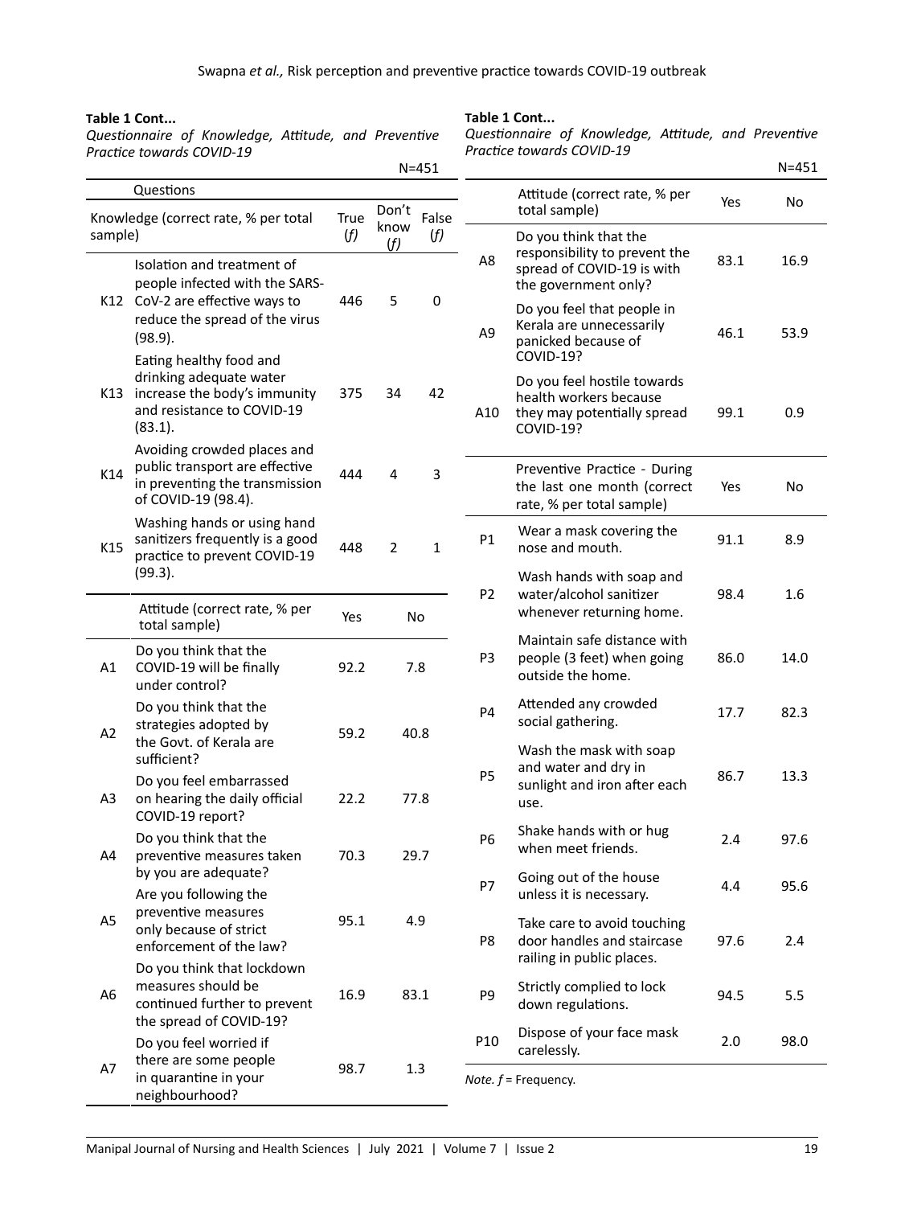**Table 1 Cont...**

*Questionnaire of Knowledge, Attitude, and Preventive Practice towards COVID-19*

N=451

| | Questions | | | |
|---|---|---|---|---|
| Knowledge (correct rate, % per total sample) | | True (*f*) | Don't know (*f*) | False (*f*) |
| K12 | Isolation and treatment of people infected with the SARS-CoV-2 are effective ways to reduce the spread of the virus (98.9). | 446 | 5 | 0 |
| K13 | Eating healthy food and drinking adequate water increase the body's immunity and resistance to COVID-19 (83.1). | 375 | 34 | 42 |
| K14 | Avoiding crowded places and public transport are effective in preventing the transmission of COVID-19 (98.4). | 444 | 4 | 3 |
| K15 | Washing hands or using hand sanitizers frequently is a good practice to prevent COVID-19 (99.3). | 448 | 2 | 1 |

| | Attitude (correct rate, % per total sample) | Yes | No |
|---|---|---|---|
| A1 | Do you think that the COVID-19 will be finally under control? | 92.2 | 7.8 |
| A2 | Do you think that the strategies adopted by the Govt. of Kerala are sufficient? | 59.2 | 40.8 |
| A3 | Do you feel embarrassed on hearing the daily official COVID-19 report? | 22.2 | 77.8 |
| A4 | Do you think that the preventive measures taken by you are adequate? | 70.3 | 29.7 |
| A5 | Are you following the preventive measures only because of strict enforcement of the law? | 95.1 | 4.9 |
| A6 | Do you think that lockdown measures should be continued further to prevent the spread of COVID-19? | 16.9 | 83.1 |
| A7 | Do you feel worried if there are some people in quarantine in your neighbourhood? | 98.7 | 1.3 |
| A8 | Do you think that the responsibility to prevent the spread of COVID-19 is with the government only? | 83.1 | 16.9 |
| A9 | Do you feel that people in Kerala are unnecessarily panicked because of COVID-19? | 46.1 | 53.9 |
| A10 | Do you feel hostile towards health workers because they may potentially spread COVID-19? | 99.1 | 0.9 |

| | Preventive Practice - During the last one month (correct rate, % per total sample) | Yes | No |
|---|---|---|---|
| P1 | Wear a mask covering the nose and mouth. | 91.1 | 8.9 |
| P2 | Wash hands with soap and water/alcohol sanitizer whenever returning home. | 98.4 | 1.6 |
| P3 | Maintain safe distance with people (3 feet) when going outside the home. | 86.0 | 14.0 |
| P4 | Attended any crowded social gathering. | 17.7 | 82.3 |
| P5 | Wash the mask with soap and water and dry in sunlight and iron after each use. | 86.7 | 13.3 |
| P6 | Shake hands with or hug when meet friends. | 2.4 | 97.6 |
| P7 | Going out of the house unless it is necessary. | 4.4 | 95.6 |
| P8 | Take care to avoid touching door handles and staircase railing in public places. | 97.6 | 2.4 |
| P9 | Strictly complied to lock down regulations. | 94.5 | 5.5 |
| P10 | Dispose of your face mask carelessly. | 2.0 | 98.0 |

*Note. f* = Frequency.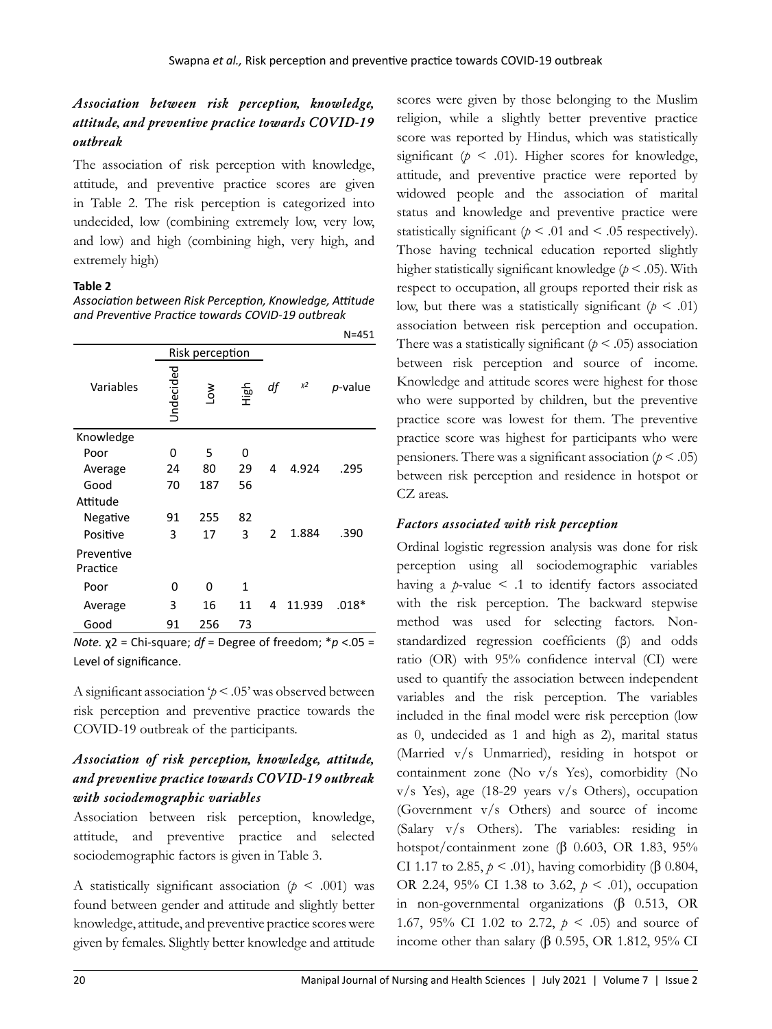### *Association between risk perception, knowledge, attitude, and preventive practice towards COVID-19 outbreak*

The association of risk perception with knowledge, attitude, and preventive practice scores are given in Table 2. The risk perception is categorized into undecided, low (combining extremely low, very low, and low) and high (combining high, very high, and extremely high)

**Table 2**

*Association between Risk Perception, Knowledge, Attitude and Preventive Practice towards COVID-19 outbreak*

N=451

| Variables | Risk perception | | | *df* | $\chi^2$ | *p*-value |
|---|---|---|---|---|---|---|
| | Undecided | Low | High | | | |
| Knowledge | | | | | | |
| Poor | 0 | 5 | 0 | | | |
| Average | 24 | 80 | 29 | 4 | 4.924 | .295 |
| Good | 70 | 187 | 56 | | | |
| Attitude | | | | | | |
| Negative | 91 | 255 | 82 | | | |
| Positive | 3 | 17 | 3 | 2 | 1.884 | .390 |
| Preventive Practice | | | | | | |
| Poor | 0 | 0 | 1 | | | |
| Average | 3 | 16 | 11 | 4 | 11.939 | .018* |
| Good | 91 | 256 | 73 | | | |

*Note.* χ2 = Chi-square; *df* = Degree of freedom; *$p$ <.05 = Level of significance.

A significant association '$p < .05$' was observed between risk perception and preventive practice towards the COVID-19 outbreak of the participants.

### *Association of risk perception, knowledge, attitude, and preventive practice towards COVID-19 outbreak with sociodemographic variables*

Association between risk perception, knowledge, attitude, and preventive practice and selected sociodemographic factors is given in Table 3.

A statistically significant association ($p < .001$) was found between gender and attitude and slightly better knowledge, attitude, and preventive practice scores were given by females. Slightly better knowledge and attitude scores were given by those belonging to the Muslim religion, while a slightly better preventive practice score was reported by Hindus, which was statistically significant ($p < .01$). Higher scores for knowledge, attitude, and preventive practice were reported by widowed people and the association of marital status and knowledge and preventive practice were statistically significant ($p < .01$ and $< .05$ respectively). Those having technical education reported slightly higher statistically significant knowledge ($p < .05$). With respect to occupation, all groups reported their risk as low, but there was a statistically significant ($p < .01$) association between risk perception and occupation. There was a statistically significant ($p < .05$) association between risk perception and source of income. Knowledge and attitude scores were highest for those who were supported by children, but the preventive practice score was lowest for them. The preventive practice score was highest for participants who were pensioners. There was a significant association ($p < .05$) between risk perception and residence in hotspot or CZ areas.

### *Factors associated with risk perception*

Ordinal logistic regression analysis was done for risk perception using all sociodemographic variables having a $p$-value $< .1$ to identify factors associated with the risk perception. The backward stepwise method was used for selecting factors. Non-standardized regression coefficients (β) and odds ratio (OR) with 95% confidence interval (CI) were used to quantify the association between independent variables and the risk perception. The variables included in the final model were risk perception (low as 0, undecided as 1 and high as 2), marital status (Married v/s Unmarried), residing in hotspot or containment zone (No v/s Yes), comorbidity (No v/s Yes), age (18-29 years v/s Others), occupation (Government v/s Others) and source of income (Salary v/s Others). The variables: residing in hotspot/containment zone (β 0.603, OR 1.83, 95% CI 1.17 to 2.85, $p < .01$), having comorbidity (β 0.804, OR 2.24, 95% CI 1.38 to 3.62, $p < .01$), occupation in non-governmental organizations (β 0.513, OR 1.67, 95% CI 1.02 to 2.72, $p < .05$) and source of income other than salary (β 0.595, OR 1.812, 95% CI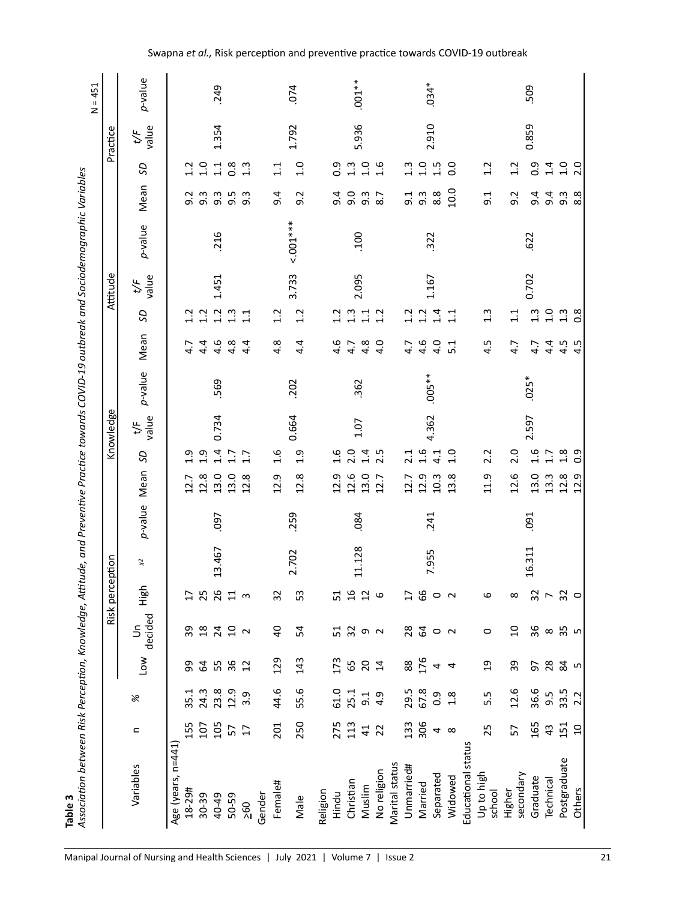**Table 3**

*Association between Risk Perception, Knowledge, Attitude, and Preventive Practice towards COVID-19 outbreak and Sociodemographic Variables*

N = 451

| Variables | n | % | Risk perception | | | | | Knowledge | | | | Attitude | | | | Practice | | | |
|---|---|---|---|---|---|---|---|---|---|---|---|---|---|---|---|---|---|---|---|
| | | | Low | Un decided | High | $\chi^2$ | *p*-value | Mean | *SD* | *t/F* value | *p*-value | Mean | *SD* | *t/F* value | *p*-value | Mean | *SD* | *t/F* value | *p*-value |
| Age (years, n=441) | | | | | | | | | | | | | | | | | | | |
| 18-29# | 155 | 35.1 | 99 | 39 | 17 | | | 12.7 | 1.9 | | | 4.7 | 1.2 | | | 9.2 | 1.2 | | |
| 30-39 | 107 | 24.3 | 64 | 18 | 25 | | | 12.8 | 1.9 | | | 4.4 | 1.2 | | | 9.3 | 1.0 | | |
| 40-49 | 105 | 23.8 | 55 | 24 | 26 | 13.467 | .097 | 13.0 | 1.4 | 0.734 | .569 | 4.6 | 1.2 | 1.451 | .216 | 9.3 | 1.1 | 1.354 | .249 |
| 50-59 | 57 | 12.9 | 36 | 10 | 11 | | | 13.0 | 1.7 | | | 4.8 | 1.3 | | | 9.5 | 0.8 | | |
| ≥60 | 17 | 3.9 | 12 | 2 | 3 | | | 12.8 | 1.7 | | | 4.4 | 1.1 | | | 9.3 | 1.3 | | |
| Gender | | | | | | | | | | | | | | | | | | | |
| Female# | 201 | 44.6 | 129 | 40 | 32 | | | 12.9 | 1.6 | | | 4.8 | 1.2 | | | 9.4 | 1.1 | | |
| Male | 250 | 55.6 | 143 | 54 | 53 | 2.702 | .259 | 12.8 | 1.9 | 0.664 | .202 | 4.4 | 1.2 | 3.733 | <.001*** | 9.2 | 1.0 | 1.792 | .074 |
| Religion | | | | | | | | | | | | | | | | | | | |
| Hindu | 275 | 61.0 | 173 | 51 | 51 | | | 12.9 | 1.6 | | | 4.6 | 1.2 | | | 9.4 | 0.9 | | |
| Christian | 113 | 25.1 | 65 | 32 | 16 | 11.128 | .084 | 12.6 | 2.0 | 1.07 | .362 | 4.7 | 1.3 | 2.095 | .100 | 9.0 | 1.3 | 5.936 | .001** |
| Muslim | 41 | 9.1 | 20 | 9 | 12 | | | 13.0 | 1.4 | | | 4.8 | 1.1 | | | 9.3 | 1.0 | | |
| No religion | 22 | 4.9 | 14 | 2 | 6 | | | 12.7 | 2.5 | | | 4.0 | 1.2 | | | 8.7 | 1.6 | | |
| Marital status | | | | | | | | | | | | | | | | | | | |
| Unmarried# | 133 | 29.5 | 88 | 28 | 17 | | | 12.7 | 2.1 | | | 4.7 | 1.2 | | | 9.1 | 1.3 | | |
| Married | 306 | 67.8 | 176 | 64 | 66 | 7.955 | .241 | 12.9 | 1.6 | 4.362 | .005** | 4.6 | 1.2 | 1.167 | .322 | 9.3 | 1.0 | 2.910 | .034* |
| Separated | 4 | 0.9 | 4 | 0 | 0 | | | 10.3 | 4.1 | | | 4.0 | 1.4 | | | 8.8 | 1.5 | | |
| Widowed | 8 | 1.8 | 4 | 2 | 2 | | | 13.8 | 1.0 | | | 5.1 | 1.1 | | | 10.0 | 0.0 | | |
| Educational status | | | | | | | | | | | | | | | | | | | |
| Up to high school | 25 | 5.5 | 19 | 0 | 6 | | | 11.9 | 2.2 | | | 4.5 | 1.3 | | | 9.1 | 1.2 | | |
| Higher secondary | 57 | 12.6 | 39 | 10 | 8 | | | 12.6 | 2.0 | | | 4.7 | 1.1 | | | 9.2 | 1.2 | | |
| Graduate | 165 | 36.6 | 97 | 36 | 32 | 16.311 | .091 | 13.0 | 1.6 | 2.597 | .025* | 4.7 | 1.3 | 0.702 | .622 | 9.4 | 0.9 | 0.859 | .509 |
| Technical | 43 | 9.5 | 28 | 8 | 7 | | | 13.3 | 1.7 | | | 4.4 | 1.0 | | | 9.4 | 1.4 | | |
| Postgraduate | 151 | 33.5 | 84 | 35 | 32 | | | 12.8 | 1.8 | | | 4.5 | 1.3 | | | 9.3 | 1.0 | | |
| Others | 10 | 2.2 | 5 | 5 | 0 | | | 12.9 | 0.9 | | | 4.5 | 0.8 | | | 8.8 | 2.0 | | |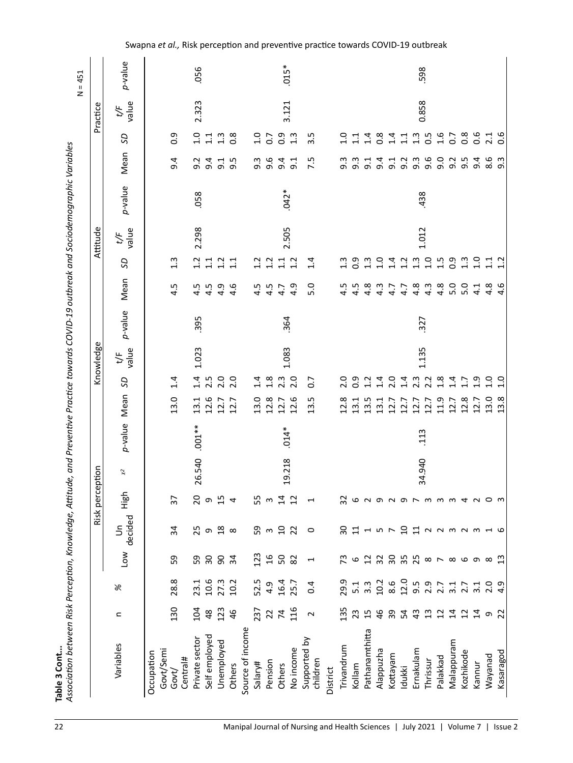**Table 3 Cont...**

*Association between Risk Perception, Knowledge, Attitude, and Preventive Practice towards COVID-19 outbreak and Sociodemographic Variables*

N = 451

| Variables | n | % | Risk perception | | | | | Knowledge | | | | Attitude | | | | Practice | | | |
|---|---|---|---|---|---|---|---|---|---|---|---|---|---|---|---|---|---|---|---|
| | | | Low | Un decided | High | $x^2$ | *p*-value | Mean | *SD* | t/F value | *p*-value | Mean | *SD* | *t/F* value | *p*-value | Mean | *SD* | *t/F* value | *p*-value |
| Occupation | | | | | | | | | | | | | | | | | | | |
| Govt/Semi Govt/ Central# | 130 | 28.8 | 59 | 34 | 37 | | | 13.0 | 1.4 | | | 4.5 | 1.3 | | | 9.4 | 0.9 | | |
| Private sector | 104 | 23.1 | 59 | 25 | 20 | 26.540 | .001** | 13.1 | 1.4 | 1.023 | .395 | 4.5 | 1.2 | 2.298 | .058 | 9.2 | 1.0 | 2.323 | .056 |
| Self employed | 48 | 10.6 | 30 | 9 | 9 | | | 12.6 | 2.5 | | | 4.5 | 1.1 | | | 9.4 | 1.1 | | |
| Unemployed | 123 | 27.3 | 90 | 18 | 15 | | | 12.7 | 2.0 | | | 4.9 | 1.2 | | | 9.1 | 1.3 | | |
| Others | 46 | 10.2 | 34 | 8 | 4 | | | 12.7 | 2.0 | | | 4.6 | 1.1 | | | 9.5 | 0.8 | | |
| Source of income | | | | | | | | | | | | | | | | | | | |
| Salary# | 237 | 52.5 | 123 | 59 | 55 | | | 13.0 | 1.4 | | | 4.5 | 1.2 | | | 9.3 | 1.0 | | |
| Pension | 22 | 4.9 | 16 | 3 | 3 | | | 12.8 | 1.8 | | | 4.5 | 1.2 | | | 9.6 | 0.7 | | |
| Others | 74 | 16.4 | 50 | 10 | 14 | 19.218 | .014* | 12.7 | 2.3 | 1.083 | .364 | 4.7 | 1.1 | 2.505 | .042* | 9.4 | 0.9 | 3.121 | .015* |
| No income | 116 | 25.7 | 82 | 22 | 12 | | | 12.6 | 2.0 | | | 4.9 | 1.2 | | | 9.1 | 1.3 | | |
| Supported by children | 2 | 0.4 | 1 | 0 | 1 | | | 13.5 | 0.7 | | | 5.0 | 1.4 | | | 7.5 | 3.5 | | |
| District | | | | | | | | | | | | | | | | | | | |
| Trivandrum | 135 | 29.9 | 73 | 30 | 32 | | | 12.8 | 2.0 | | | 4.5 | 1.3 | | | 9.3 | 1.0 | | |
| Kollam | 23 | 5.1 | 6 | 11 | 6 | | | 13.1 | 0.9 | | | 4.5 | 0.9 | | | 9.3 | 1.1 | | |
| Pathanamthitta | 15 | 3.3 | 12 | 1 | 2 | | | 13.5 | 1.2 | | | 4.8 | 1.3 | | | 9.1 | 1.4 | | |
| Alappuzha | 46 | 10.2 | 32 | 5 | 9 | | | 13.1 | 1.4 | | | 4.3 | 1.0 | | | 9.4 | 0.8 | | |
| Kottayam | 39 | 8.6 | 30 | 7 | 2 | | | 12.7 | 2.0 | | | 4.7 | 1.4 | | | 9.1 | 1.4 | | |
| Idukki | 54 | 12.0 | 35 | 10 | 9 | | | 12.7 | 1.4 | | | 4.7 | 1.2 | | | 9.2 | 1.1 | | |
| Ernakulam | 43 | 9.5 | 25 | 11 | 7 | 34.940 | .113 | 12.7 | 2.3 | 1.135 | .327 | 4.8 | 1.3 | 1.012 | .438 | 9.3 | 1.3 | 0.858 | .598 |
| Thrissur | 13 | 2.9 | 8 | 2 | 3 | | | 12.7 | 2.2 | | | 4.3 | 1.0 | | | 9.6 | 0.5 | | |
| Palakkad | 12 | 2.7 | 7 | 2 | 3 | | | 11.9 | 1.8 | | | 4.8 | 1.5 | | | 9.0 | 1.6 | | |
| Malappuram | 14 | 3.1 | 8 | 3 | 3 | | | 12.7 | 1.4 | | | 5.0 | 0.9 | | | 9.2 | 0.7 | | |
| Kozhikode | 12 | 2.7 | 6 | 2 | 4 | | | 12.8 | 1.7 | | | 5.0 | 1.3 | | | 9.5 | 0.8 | | |
| Kannur | 14 | 3.1 | 9 | 3 | 2 | | | 12.7 | 1.9 | | | 4.1 | 1.0 | | | 9.4 | 0.6 | | |
| Wayanad | 9 | 2.0 | 8 | 1 | 0 | | | 13.0 | 1.0 | | | 4.8 | 1.1 | | | 8.6 | 2.1 | | |
| Kasaragod | 22 | 4.9 | 13 | 6 | 3 | | | 13.8 | 1.0 | | | 4.6 | 1.2 | | | 9.3 | 0.6 | | |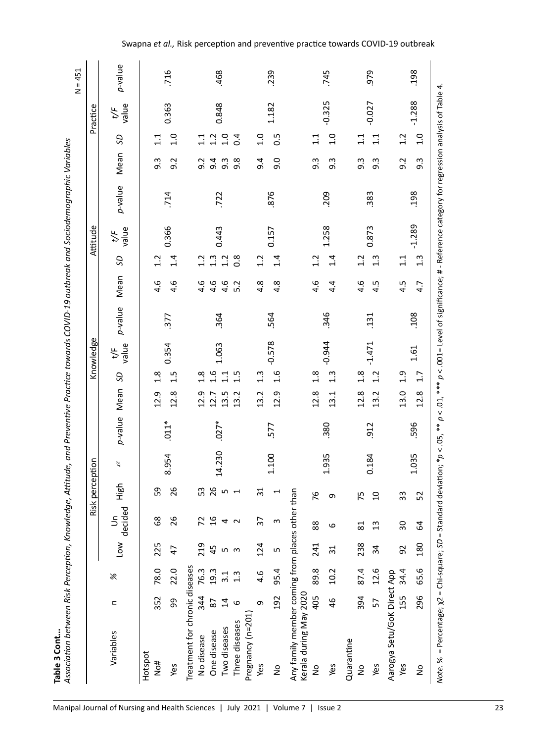**Table 3 Cont...**

*Association between Risk Perception, Knowledge, Attitude, and Preventive Practice towards COVID-19 outbreak and Sociodemographic Variables*

N = 451

| Variables | n | % | Risk perception | | | | | Knowledge | | | | Attitude | | | | Practice | | | |
|---|---|---|---|---|---|---|---|---|---|---|---|---|---|---|---|---|---|---|---|
| | | | Low | Un decided | High | $\chi^2$ | *p*-value | Mean | *SD* | t/F value | *p*-value | Mean | *SD* | *t/F* value | *p*-value | Mean | *SD* | *t/F* value | *p*-value |
| Hotspot | | | | | | | | | | | | | | | | | | | |
| No# | 352 | 78.0 | 225 | 68 | 59 | 8.954 | .011* | 12.9 | 1.8 | 0.354 | .377 | 4.6 | 1.2 | 0.366 | .714 | 9.3 | 1.1 | 0.363 | .716 |
| Yes | 99 | 22.0 | 47 | 26 | 26 | | | 12.8 | 1.5 | | | 4.6 | 1.4 | | | 9.2 | 1.0 | | |
| Treatment for chronic diseases | | | | | | | | | | | | | | | | | | | |
| No disease | 344 | 76.3 | 219 | 72 | 53 | 14.230 | .027* | 12.9 | 1.8 | 1.063 | .364 | 4.6 | 1.2 | 0.443 | .722 | 9.2 | 1.1 | 0.848 | .468 |
| One disease | 87 | 19.3 | 45 | 16 | 26 | | | 12.7 | 1.6 | | | 4.6 | 1.3 | | | 9.4 | 1.2 | | |
| Two diseases | 14 | 3.1 | 5 | 4 | 5 | | | 13.5 | 1.1 | | | 4.6 | 1.2 | | | 9.3 | 1.0 | | |
| Three diseases | 6 | 1.3 | 3 | 2 | 1 | | | 13.2 | 1.5 | | | 5.2 | 0.8 | | | 9.8 | 0.4 | | |
| Pregnancy (n=201) | | | | | | | | | | | | | | | | | | | |
| Yes | 9 | 4.6 | 124 | 37 | 31 | 1.100 | .577 | 13.2 | 1.3 | -0.578 | .564 | 4.8 | 1.2 | 0.157 | .876 | 9.4 | 1.0 | 1.182 | .239 |
| No | 192 | 95.4 | 5 | 3 | 1 | | | 12.9 | 1.6 | | | 4.8 | 1.4 | | | 9.0 | 0.5 | | |
| Any family member coming from places other than Kerala during May 2020 | | | | | | | | | | | | | | | | | | | |
| No | 405 | 89.8 | 241 | 88 | 76 | 1.935 | .380 | 12.8 | 1.8 | -0.944 | .346 | 4.6 | 1.2 | 1.258 | .209 | 9.3 | 1.1 | -0.325 | .745 |
| Yes | 46 | 10.2 | 31 | 6 | 9 | | | 13.1 | 1.3 | | | 4.4 | 1.4 | | | 9.3 | 1.0 | | |
| Quarantine | | | | | | | | | | | | | | | | | | | |
| No | 394 | 87.4 | 238 | 81 | 75 | 0.184 | .912 | 12.8 | 1.8 | -1.471 | .131 | 4.6 | 1.2 | 0.873 | .383 | 9.3 | 1.1 | -0.027 | .979 |
| Yes | 57 | 12.6 | 34 | 13 | 10 | | | 13.2 | 1.2 | | | 4.5 | 1.3 | | | 9.3 | 1.1 | | |
| Aarogya Setu/GoK Direct App | | | | | | | | | | | | | | | | | | | |
| Yes | 155 | 34.4 | 92 | 30 | 33 | 1.035 | .596 | 13.0 | 1.9 | 1.61 | .108 | 4.5 | 1.1 | -1.289 | .198 | 9.2 | 1.2 | -1.288 | .198 |
| No | 296 | 65.6 | 180 | 64 | 52 | | | 12.8 | 1.7 | | | 4.7 | 1.3 | | | 9.3 | 1.0 | | |

*Note.* % = Percentage; χ2 = Chi-square; *SD* = Standard deviation; \**p* < .05, \*\* *p* < .01, \*\*\* *p* < .001= Level of significance; # - Reference category for regression analysis of Table 4.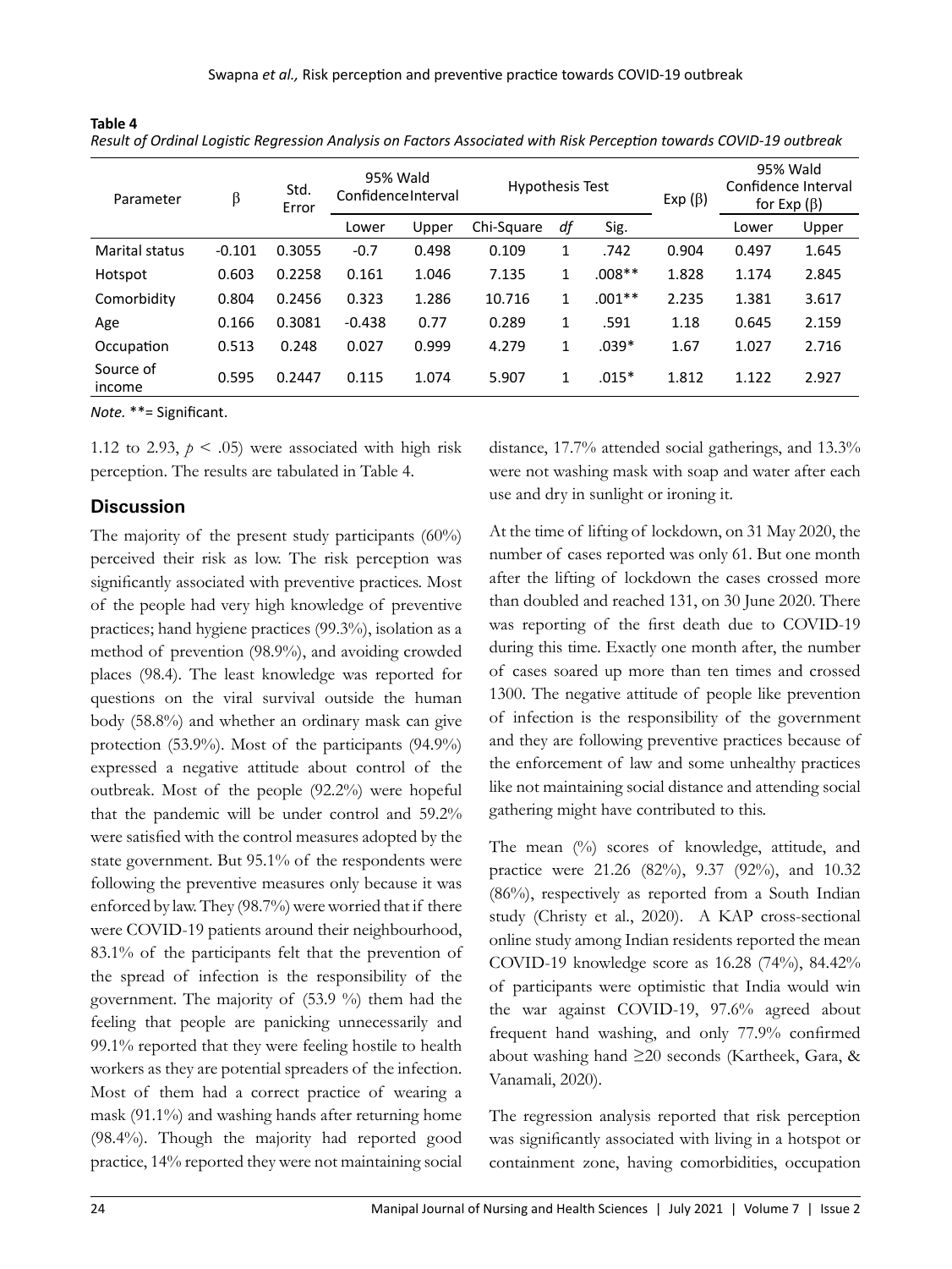**Table 4**

*Result of Ordinal Logistic Regression Analysis on Factors Associated with Risk Perception towards COVID-19 outbreak*

| Parameter | β | Std. Error | 95% Wald Confidence Interval | | Hypothesis Test | | | Exp (β) | 95% Wald Confidence Interval for Exp (β) | |
|---|---|---|---|---|---|---|---|---|---|---|
| | | | Lower | Upper | Chi-Square | *df* | Sig. | | Lower | Upper |
| Marital status | -0.101 | 0.3055 | -0.7 | 0.498 | 0.109 | 1 | .742 | 0.904 | 0.497 | 1.645 |
| Hotspot | 0.603 | 0.2258 | 0.161 | 1.046 | 7.135 | 1 | .008** | 1.828 | 1.174 | 2.845 |
| Comorbidity | 0.804 | 0.2456 | 0.323 | 1.286 | 10.716 | 1 | .001** | 2.235 | 1.381 | 3.617 |
| Age | 0.166 | 0.3081 | -0.438 | 0.77 | 0.289 | 1 | .591 | 1.18 | 0.645 | 2.159 |
| Occupation | 0.513 | 0.248 | 0.027 | 0.999 | 4.279 | 1 | .039* | 1.67 | 1.027 | 2.716 |
| Source of income | 0.595 | 0.2447 | 0.115 | 1.074 | 5.907 | 1 | .015* | 1.812 | 1.122 | 2.927 |

*Note.* **= Significant.

1.12 to 2.93, $p < .05$) were associated with high risk perception. The results are tabulated in Table 4.

## Discussion

The majority of the present study participants (60%) perceived their risk as low. The risk perception was significantly associated with preventive practices. Most of the people had very high knowledge of preventive practices; hand hygiene practices (99.3%), isolation as a method of prevention (98.9%), and avoiding crowded places (98.4). The least knowledge was reported for questions on the viral survival outside the human body (58.8%) and whether an ordinary mask can give protection (53.9%). Most of the participants (94.9%) expressed a negative attitude about control of the outbreak. Most of the people (92.2%) were hopeful that the pandemic will be under control and 59.2% were satisfied with the control measures adopted by the state government. But 95.1% of the respondents were following the preventive measures only because it was enforced by law. They (98.7%) were worried that if there were COVID-19 patients around their neighbourhood, 83.1% of the participants felt that the prevention of the spread of infection is the responsibility of the government. The majority of (53.9 %) them had the feeling that people are panicking unnecessarily and 99.1% reported that they were feeling hostile to health workers as they are potential spreaders of the infection. Most of them had a correct practice of wearing a mask (91.1%) and washing hands after returning home (98.4%). Though the majority had reported good practice, 14% reported they were not maintaining social distance, 17.7% attended social gatherings, and 13.3% were not washing mask with soap and water after each use and dry in sunlight or ironing it.

At the time of lifting of lockdown, on 31 May 2020, the number of cases reported was only 61. But one month after the lifting of lockdown the cases crossed more than doubled and reached 131, on 30 June 2020. There was reporting of the first death due to COVID-19 during this time. Exactly one month after, the number of cases soared up more than ten times and crossed 1300. The negative attitude of people like prevention of infection is the responsibility of the government and they are following preventive practices because of the enforcement of law and some unhealthy practices like not maintaining social distance and attending social gathering might have contributed to this.

The mean (%) scores of knowledge, attitude, and practice were 21.26 (82%), 9.37 (92%), and 10.32 (86%), respectively as reported from a South Indian study (Christy et al., 2020). A KAP cross-sectional online study among Indian residents reported the mean COVID-19 knowledge score as 16.28 (74%), 84.42% of participants were optimistic that India would win the war against COVID-19, 97.6% agreed about frequent hand washing, and only 77.9% confirmed about washing hand ≥20 seconds (Kartheek, Gara, & Vanamali, 2020).

The regression analysis reported that risk perception was significantly associated with living in a hotspot or containment zone, having comorbidities, occupation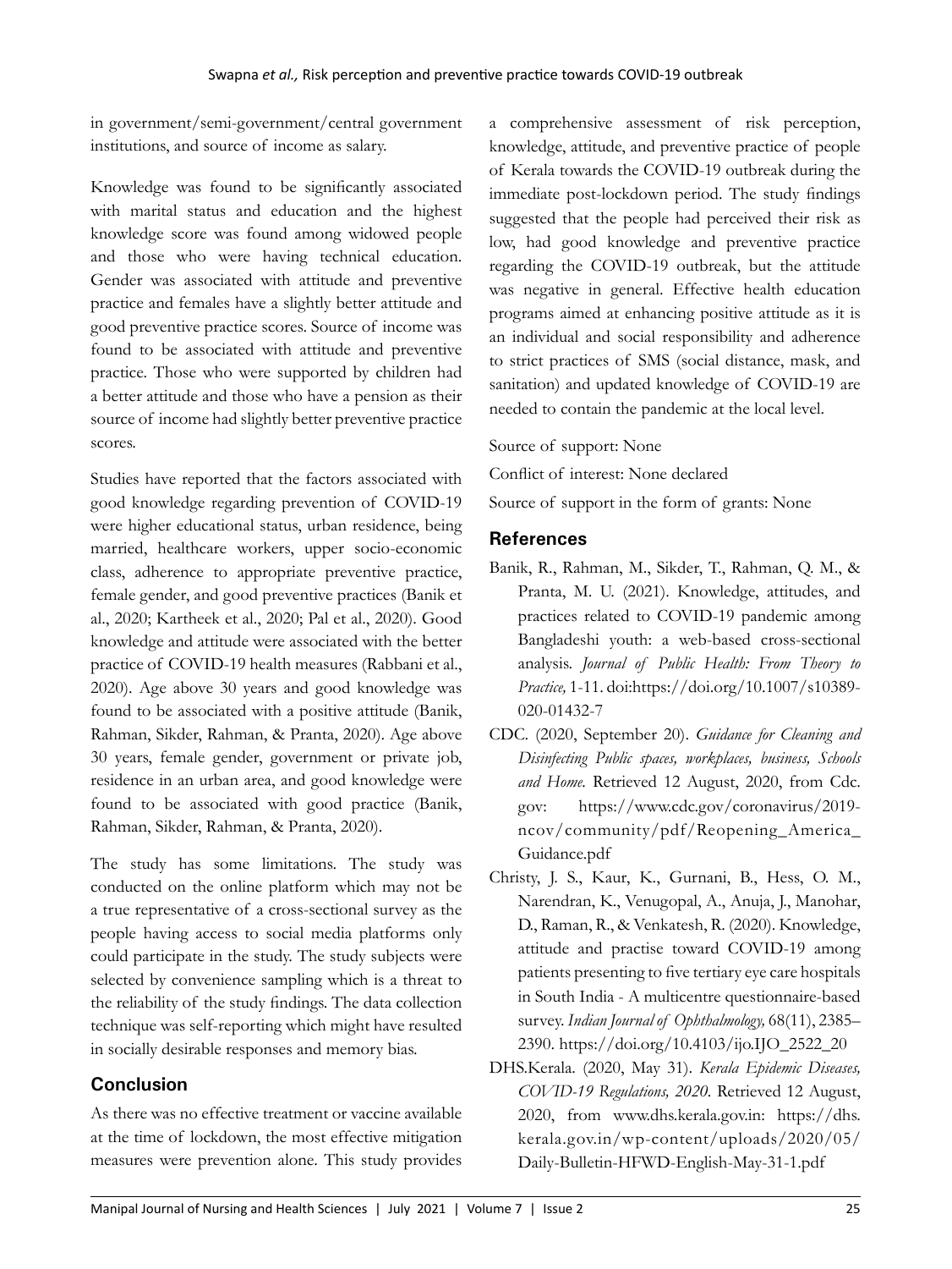in government/semi-government/central government institutions, and source of income as salary.

Knowledge was found to be significantly associated with marital status and education and the highest knowledge score was found among widowed people and those who were having technical education. Gender was associated with attitude and preventive practice and females have a slightly better attitude and good preventive practice scores. Source of income was found to be associated with attitude and preventive practice. Those who were supported by children had a better attitude and those who have a pension as their source of income had slightly better preventive practice scores.

Studies have reported that the factors associated with good knowledge regarding prevention of COVID-19 were higher educational status, urban residence, being married, healthcare workers, upper socio-economic class, adherence to appropriate preventive practice, female gender, and good preventive practices (Banik et al., 2020; Kartheek et al., 2020; Pal et al., 2020). Good knowledge and attitude were associated with the better practice of COVID-19 health measures (Rabbani et al., 2020). Age above 30 years and good knowledge was found to be associated with a positive attitude (Banik, Rahman, Sikder, Rahman, & Pranta, 2020). Age above 30 years, female gender, government or private job, residence in an urban area, and good knowledge were found to be associated with good practice (Banik, Rahman, Sikder, Rahman, & Pranta, 2020).

The study has some limitations. The study was conducted on the online platform which may not be a true representative of a cross-sectional survey as the people having access to social media platforms only could participate in the study. The study subjects were selected by convenience sampling which is a threat to the reliability of the study findings. The data collection technique was self-reporting which might have resulted in socially desirable responses and memory bias.

## Conclusion

As there was no effective treatment or vaccine available at the time of lockdown, the most effective mitigation measures were prevention alone. This study provides a comprehensive assessment of risk perception, knowledge, attitude, and preventive practice of people of Kerala towards the COVID-19 outbreak during the immediate post-lockdown period. The study findings suggested that the people had perceived their risk as low, had good knowledge and preventive practice regarding the COVID-19 outbreak, but the attitude was negative in general. Effective health education programs aimed at enhancing positive attitude as it is an individual and social responsibility and adherence to strict practices of SMS (social distance, mask, and sanitation) and updated knowledge of COVID-19 are needed to contain the pandemic at the local level.

Source of support: None

Conflict of interest: None declared

Source of support in the form of grants: None

## References

Banik, R., Rahman, M., Sikder, T., Rahman, Q. M., & Pranta, M. U. (2021). Knowledge, attitudes, and practices related to COVID-19 pandemic among Bangladeshi youth: a web-based cross-sectional analysis. *Journal of Public Health: From Theory to Practice,* 1-11. doi:https://doi.org/10.1007/s10389-020-01432-7

CDC. (2020, September 20). *Guidance for Cleaning and Disinfecting Public spaces, workplaces, business, Schools and Home.* Retrieved 12 August, 2020, from Cdc.gov: https://www.cdc.gov/coronavirus/2019-ncov/community/pdf/Reopening_America_Guidance.pdf

Christy, J. S., Kaur, K., Gurnani, B., Hess, O. M., Narendran, K., Venugopal, A., Anuja, J., Manohar, D., Raman, R., & Venkatesh, R. (2020). Knowledge, attitude and practise toward COVID-19 among patients presenting to five tertiary eye care hospitals in South India - A multicentre questionnaire-based survey. *Indian Journal of Ophthalmology,* 68(11), 2385–2390. https://doi.org/10.4103/ijo.IJO_2522_20

DHS.Kerala. (2020, May 31). *Kerala Epidemic Diseases, COVID-19 Regulations, 2020.* Retrieved 12 August, 2020, from www.dhs.kerala.gov.in: https://dhs.kerala.gov.in/wp-content/uploads/2020/05/Daily-Bulletin-HFWD-English-May-31-1.pdf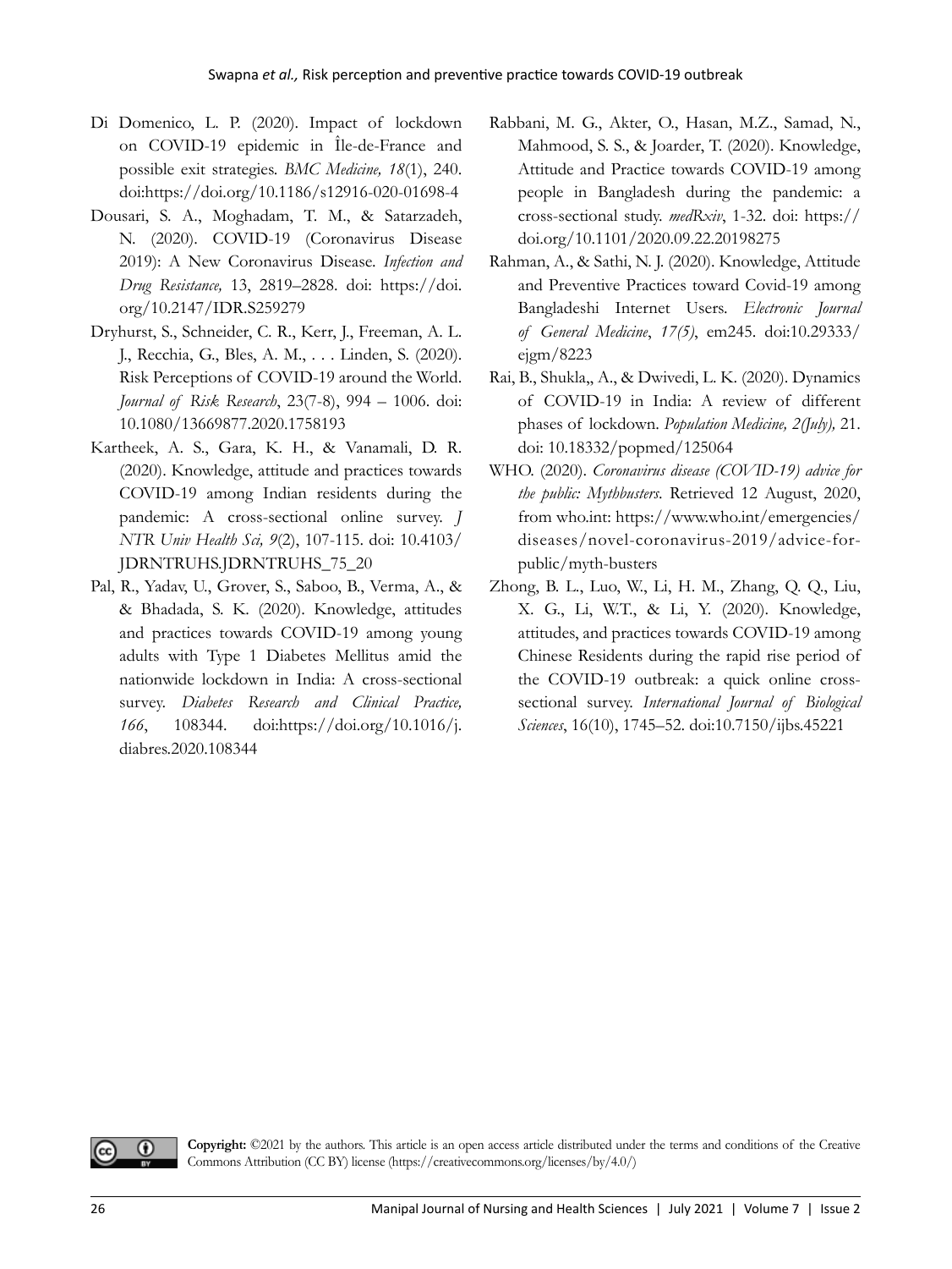Di Domenico, L. P. (2020). Impact of lockdown on COVID-19 epidemic in Île-de-France and possible exit strategies. *BMC Medicine, 18*(1), 240. doi:https://doi.org/10.1186/s12916-020-01698-4

Dousari, S. A., Moghadam, T. M., & Satarzadeh, N. (2020). COVID-19 (Coronavirus Disease 2019): A New Coronavirus Disease. *Infection and Drug Resistance,* 13, 2819–2828. doi: https://doi.org/10.2147/IDR.S259279

Dryhurst, S., Schneider, C. R., Kerr, J., Freeman, A. L. J., Recchia, G., Bles, A. M., . . . Linden, S. (2020). Risk Perceptions of COVID-19 around the World. *Journal of Risk Research*, 23(7-8), 994 – 1006. doi: 10.1080/13669877.2020.1758193

Kartheek, A. S., Gara, K. H., & Vanamali, D. R. (2020). Knowledge, attitude and practices towards COVID-19 among Indian residents during the pandemic: A cross-sectional online survey. *J NTR Univ Health Sci, 9*(2), 107-115. doi: 10.4103/JDRNTRUHS.JDRNTRUHS_75_20

Pal, R., Yadav, U., Grover, S., Saboo, B., Verma, A., & & Bhadada, S. K. (2020). Knowledge, attitudes and practices towards COVID-19 among young adults with Type 1 Diabetes Mellitus amid the nationwide lockdown in India: A cross-sectional survey. *Diabetes Research and Clinical Practice, 166*, 108344. doi:https://doi.org/10.1016/j.diabres.2020.108344

Rabbani, M. G., Akter, O., Hasan, M.Z., Samad, N., Mahmood, S. S., & Joarder, T. (2020). Knowledge, Attitude and Practice towards COVID-19 among people in Bangladesh during the pandemic: a cross-sectional study. *medRxiv*, 1-32. doi: https://doi.org/10.1101/2020.09.22.20198275

Rahman, A., & Sathi, N. J. (2020). Knowledge, Attitude and Preventive Practices toward Covid-19 among Bangladeshi Internet Users. *Electronic Journal of General Medicine*, *17(5)*, em245. doi:10.29333/ejgm/8223

Rai, B., Shukla,, A., & Dwivedi, L. K. (2020). Dynamics of COVID-19 in India: A review of different phases of lockdown. *Population Medicine, 2(July),* 21. doi: 10.18332/popmed/125064

WHO. (2020). *Coronavirus disease (COVID-19) advice for the public: Mythbusters*. Retrieved 12 August, 2020, from who.int: https://www.who.int/emergencies/diseases/novel-coronavirus-2019/advice-for-public/myth-busters

Zhong, B. L., Luo, W., Li, H. M., Zhang, Q. Q., Liu, X. G., Li, W.T., & Li, Y. (2020). Knowledge, attitudes, and practices towards COVID-19 among Chinese Residents during the rapid rise period of the COVID-19 outbreak: a quick online cross-sectional survey. *International Journal of Biological Sciences*, 16(10), 1745–52. doi:10.7150/ijbs.45221

**Copyright:** ©2021 by the authors. This article is an open access article distributed under the terms and conditions of the Creative Commons Attribution (CC BY) license (https://creativecommons.org/licenses/by/4.0/)